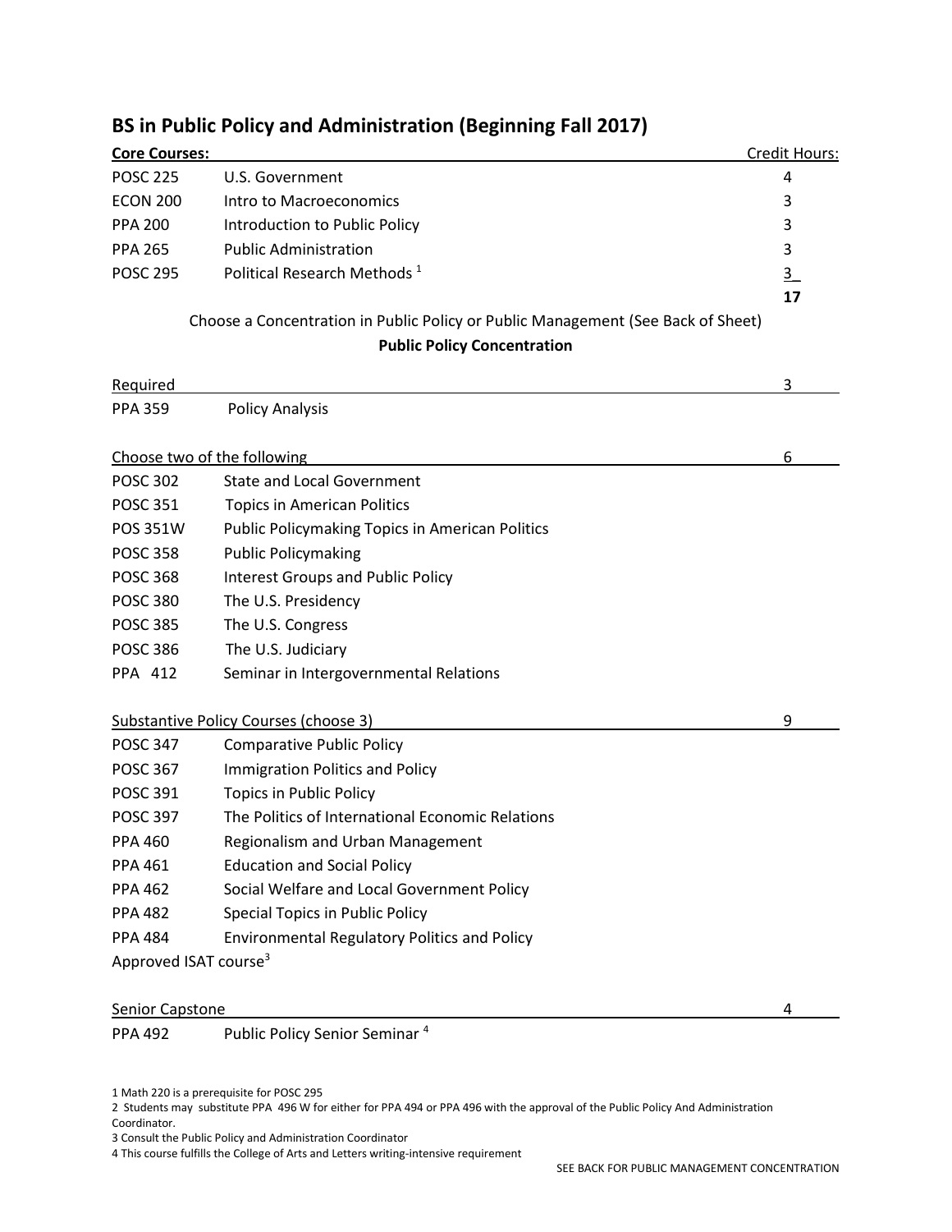## BS in Public Policy and Administration (Beginning Fall 2017)

| **Core Courses:** | | Credit Hours: |
|---|---|---|
| POSC 225 | U.S. Government | 4 |
| ECON 200 | Intro to Macroeconomics | 3 |
| PPA 200 | Introduction to Public Policy | 3 |
| PPA 265 | Public Administration | 3 |
| POSC 295 | Political Research Methods [1] | 3 |
| | | **17** |

Choose a Concentration in Public Policy or Public Management (See Back of Sheet)

### Public Policy Concentration

| Required | | 3 |
|---|---|---|
| PPA 359 | Policy Analysis | |

| Choose two of the following | | 6 |
|---|---|---|
| POSC 302 | State and Local Government | |
| POSC 351 | Topics in American Politics | |
| POS 351W | Public Policymaking Topics in American Politics | |
| POSC 358 | Public Policymaking | |
| POSC 368 | Interest Groups and Public Policy | |
| POSC 380 | The U.S. Presidency | |
| POSC 385 | The U.S. Congress | |
| POSC 386 | The U.S. Judiciary | |
| PPA 412 | Seminar in Intergovernmental Relations | |

| Substantive Policy Courses (choose 3) | | 9 |
|---|---|---|
| POSC 347 | Comparative Public Policy | |
| POSC 367 | Immigration Politics and Policy | |
| POSC 391 | Topics in Public Policy | |
| POSC 397 | The Politics of International Economic Relations | |
| PPA 460 | Regionalism and Urban Management | |
| PPA 461 | Education and Social Policy | |
| PPA 462 | Social Welfare and Local Government Policy | |
| PPA 482 | Special Topics in Public Policy | |
| PPA 484 | Environmental Regulatory Politics and Policy | |
| Approved ISAT course[3] | | |

| Senior Capstone | | 4 |
|---|---|---|
| PPA 492 | Public Policy Senior Seminar [4] | |

1 Math 220 is a prerequisite for POSC 295

2 Students may substitute PPA 496 W for either for PPA 494 or PPA 496 with the approval of the Public Policy And Administration Coordinator.

3 Consult the Public Policy and Administration Coordinator

4 This course fulfills the College of Arts and Letters writing-intensive requirement

SEE BACK FOR PUBLIC MANAGEMENT CONCENTRATION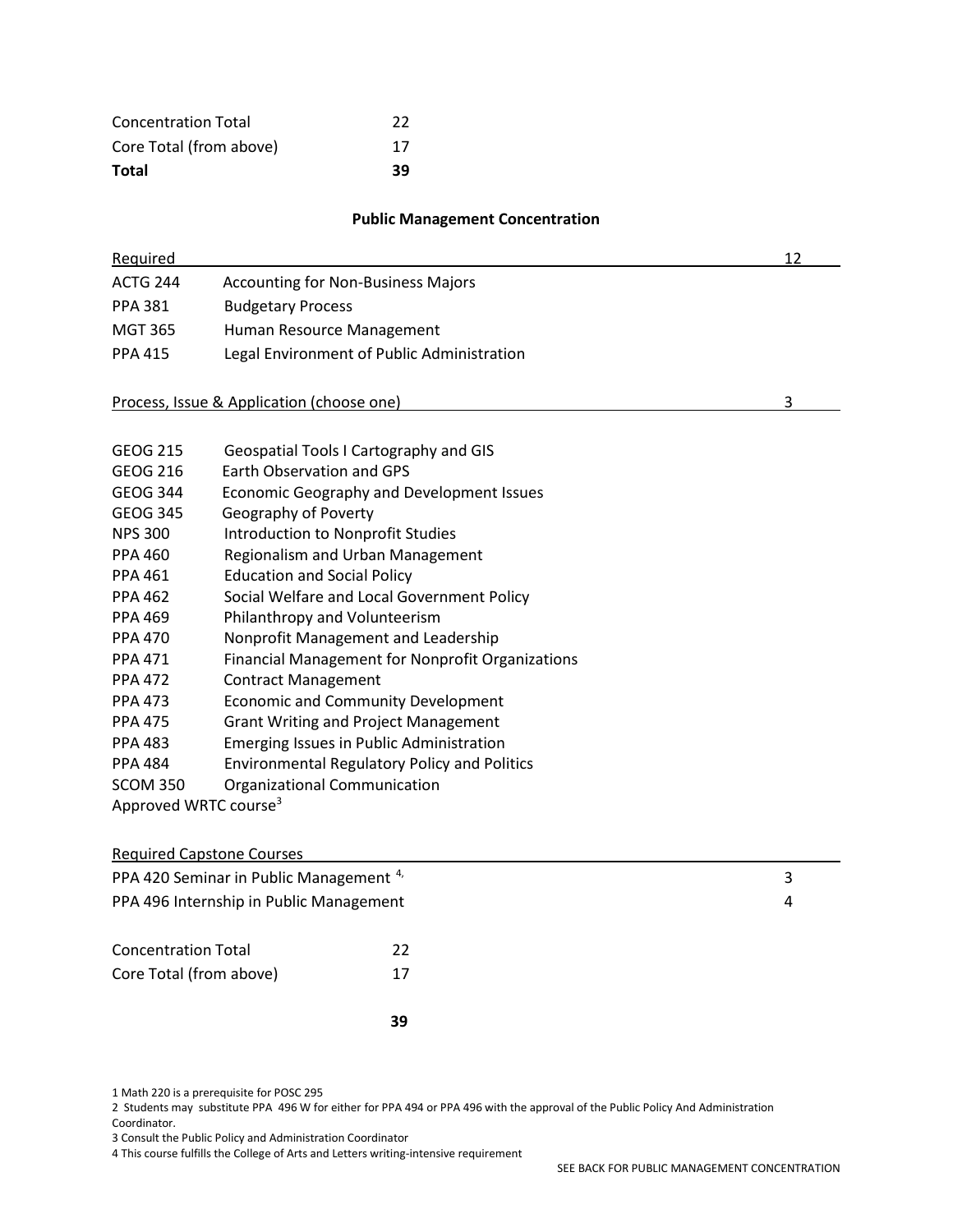| | |
|---|---|
| Concentration Total | 22 |
| Core Total (from above) | 17 |
| **Total** | **39** |

## Public Management Concentration

| Required | | 12 |
|---|---|---|
| ACTG 244 | Accounting for Non-Business Majors | |
| PPA 381 | Budgetary Process | |
| MGT 365 | Human Resource Management | |
| PPA 415 | Legal Environment of Public Administration | |

| Process, Issue & Application (choose one) | | 3 |
|---|---|---|
| GEOG 215 | Geospatial Tools I Cartography and GIS | |
| GEOG 216 | Earth Observation and GPS | |
| GEOG 344 | Economic Geography and Development Issues | |
| GEOG 345 | Geography of Poverty | |
| NPS 300 | Introduction to Nonprofit Studies | |
| PPA 460 | Regionalism and Urban Management | |
| PPA 461 | Education and Social Policy | |
| PPA 462 | Social Welfare and Local Government Policy | |
| PPA 469 | Philanthropy and Volunteerism | |
| PPA 470 | Nonprofit Management and Leadership | |
| PPA 471 | Financial Management for Nonprofit Organizations | |
| PPA 472 | Contract Management | |
| PPA 473 | Economic and Community Development | |
| PPA 475 | Grant Writing and Project Management | |
| PPA 483 | Emerging Issues in Public Administration | |
| PPA 484 | Environmental Regulatory Policy and Politics | |
| SCOM 350 | Organizational Communication | |
| Approved WRTC course[3] | | |

| Required Capstone Courses | |
|---|---|
| PPA 420 Seminar in Public Management [4] | 3 |
| PPA 496 Internship in Public Management | 4 |

| | |
|---|---|
| Concentration Total | 22 |
| Core Total (from above) | 17 |
| | **39** |

1 Math 220 is a prerequisite for POSC 295

2 Students may substitute PPA 496 W for either for PPA 494 or PPA 496 with the approval of the Public Policy And Administration Coordinator.

3 Consult the Public Policy and Administration Coordinator

4 This course fulfills the College of Arts and Letters writing-intensive requirement

SEE BACK FOR PUBLIC MANAGEMENT CONCENTRATION